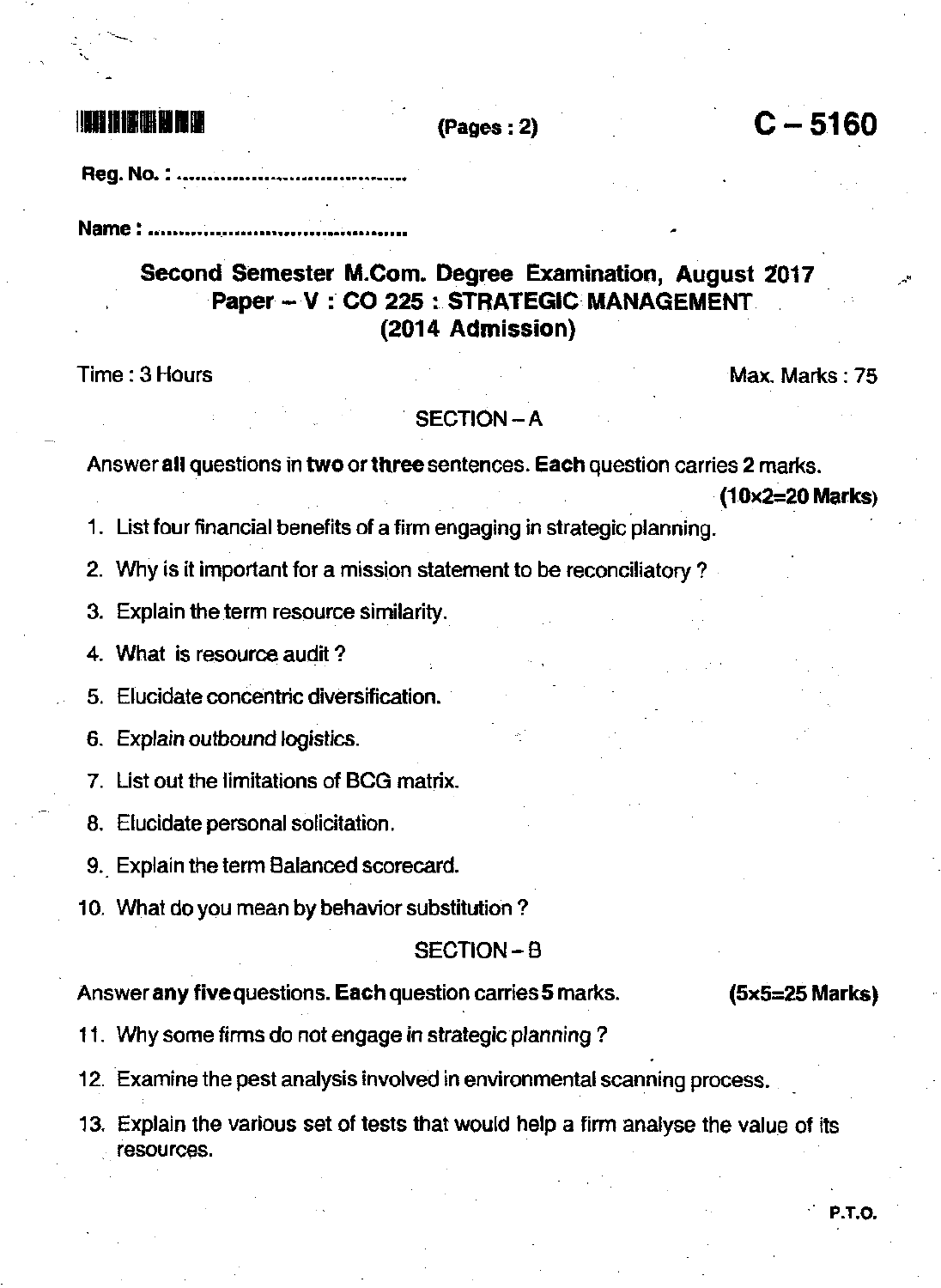(Pages : 2)

# C – 5160

Reg. No. : ..................................

Name : ..................................

## Second Semester M.Com. Degree Examination, August 2017
## Paper – V : CO 225 : STRATEGIC MANAGEMENT
## (2014 Admission)

Time : 3 Hours

Max. Marks : 75

### SECTION – A

Answer **all** questions in **two** or **three** sentences. **Each** question carries 2 marks.

**(10×2=20 Marks)**

1. List four financial benefits of a firm engaging in strategic planning.
2. Why is it important for a mission statement to be reconciliatory ?
3. Explain the term resource similarity.
4. What is resource audit ?
5. Elucidate concentric diversification.
6. Explain outbound logistics.
7. List out the limitations of BCG matrix.
8. Elucidate personal solicitation.
9. Explain the term Balanced scorecard.
10. What do you mean by behavior substitution ?

### SECTION – B

Answer **any five** questions. **Each** question carries 5 marks.

**(5×5=25 Marks)**

11. Why some firms do not engage in strategic planning ?
12. Examine the pest analysis involved in environmental scanning process.
13. Explain the various set of tests that would help a firm analyse the value of its resources.

P.T.O.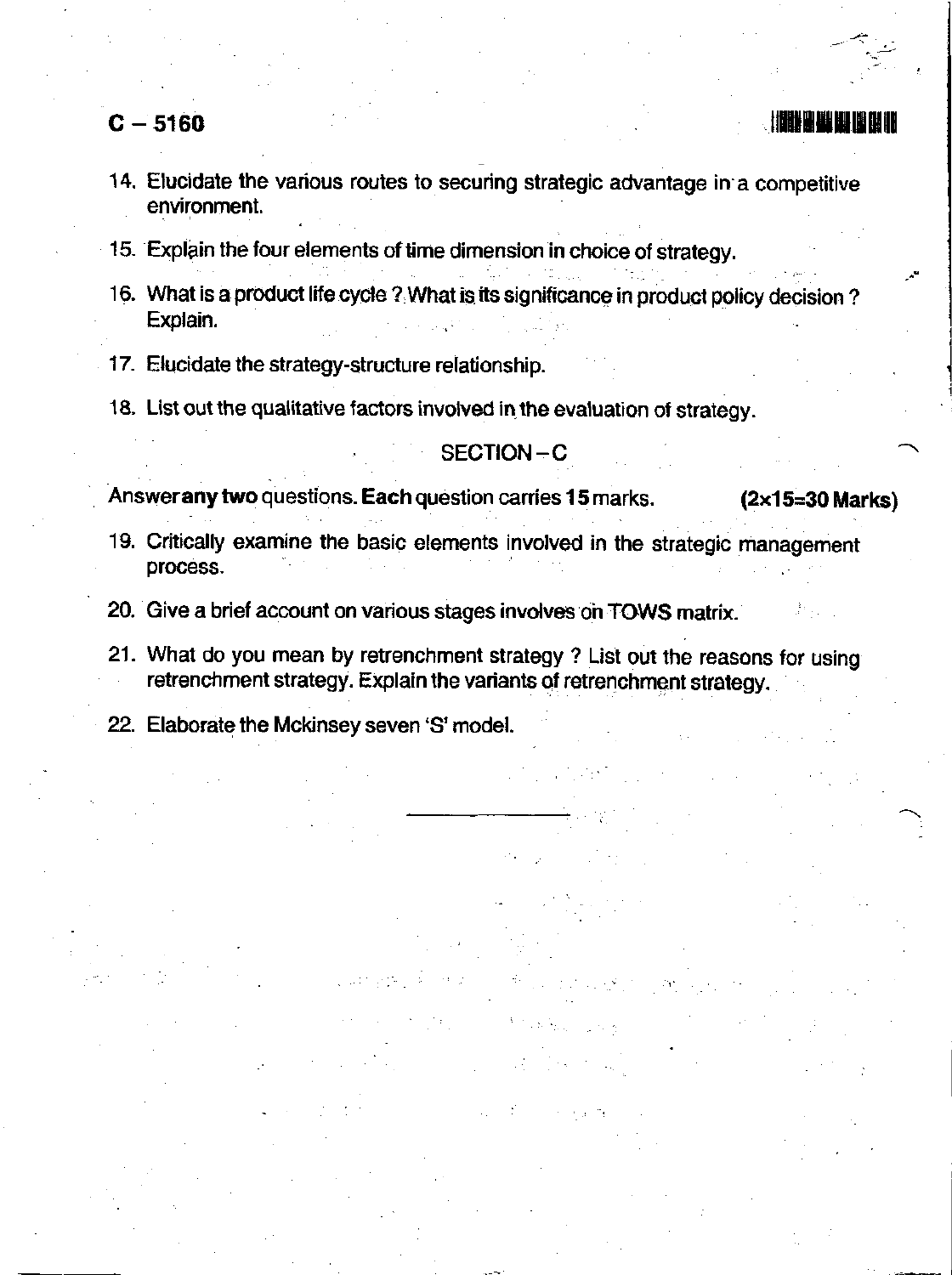14. Elucidate the various routes to securing strategic advantage in a competitive environment.

15. Explain the four elements of time dimension in choice of strategy.

16. What is a product life cycle ? What is its significance in product policy decision ? Explain.

17. Elucidate the strategy-structure relationship.

18. List out the qualitative factors involved in the evaluation of strategy.

## SECTION – C

Answer **any two** questions. **Each** question carries **15** marks. **(2×15=30 Marks)**

19. Critically examine the basic elements involved in the strategic management process.

20. Give a brief account on various stages involves on TOWS matrix.

21. What do you mean by retrenchment strategy ? List out the reasons for using retrenchment strategy. Explain the variants of retrenchment strategy.

22. Elaborate the Mckinsey seven 'S' model.